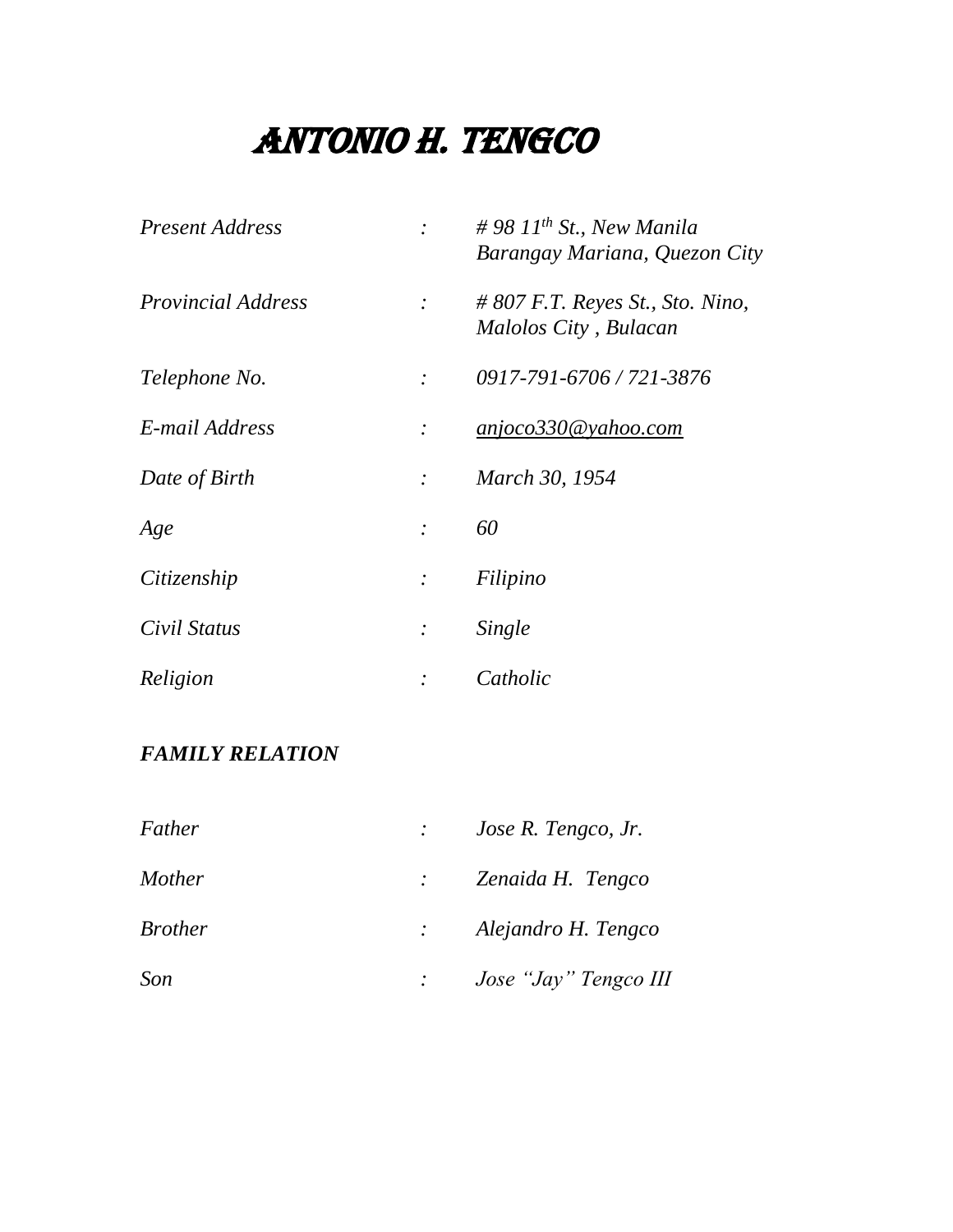# ANTONIO H. TENGCO

| | | |
|---|---|---|
| *Present Address* | : | *# 98 11th St., New Manila Barangay Mariana, Quezon City* |
| *Provincial Address* | : | *# 807 F.T. Reyes St., Sto. Nino, Malolos City , Bulacan* |
| *Telephone No.* | : | *0917-791-6706 / 721-3876* |
| *E-mail Address* | : | *anjoco330@yahoo.com* |
| *Date of Birth* | : | *March 30, 1954* |
| *Age* | : | *60* |
| *Citizenship* | : | *Filipino* |
| *Civil Status* | : | *Single* |
| *Religion* | : | *Catholic* |

***FAMILY RELATION***

| | | |
|---|---|---|
| *Father* | : | *Jose R. Tengco, Jr.* |
| *Mother* | : | *Zenaida H. Tengco* |
| *Brother* | : | *Alejandro H. Tengco* |
| *Son* | : | *Jose "Jay" Tengco III* |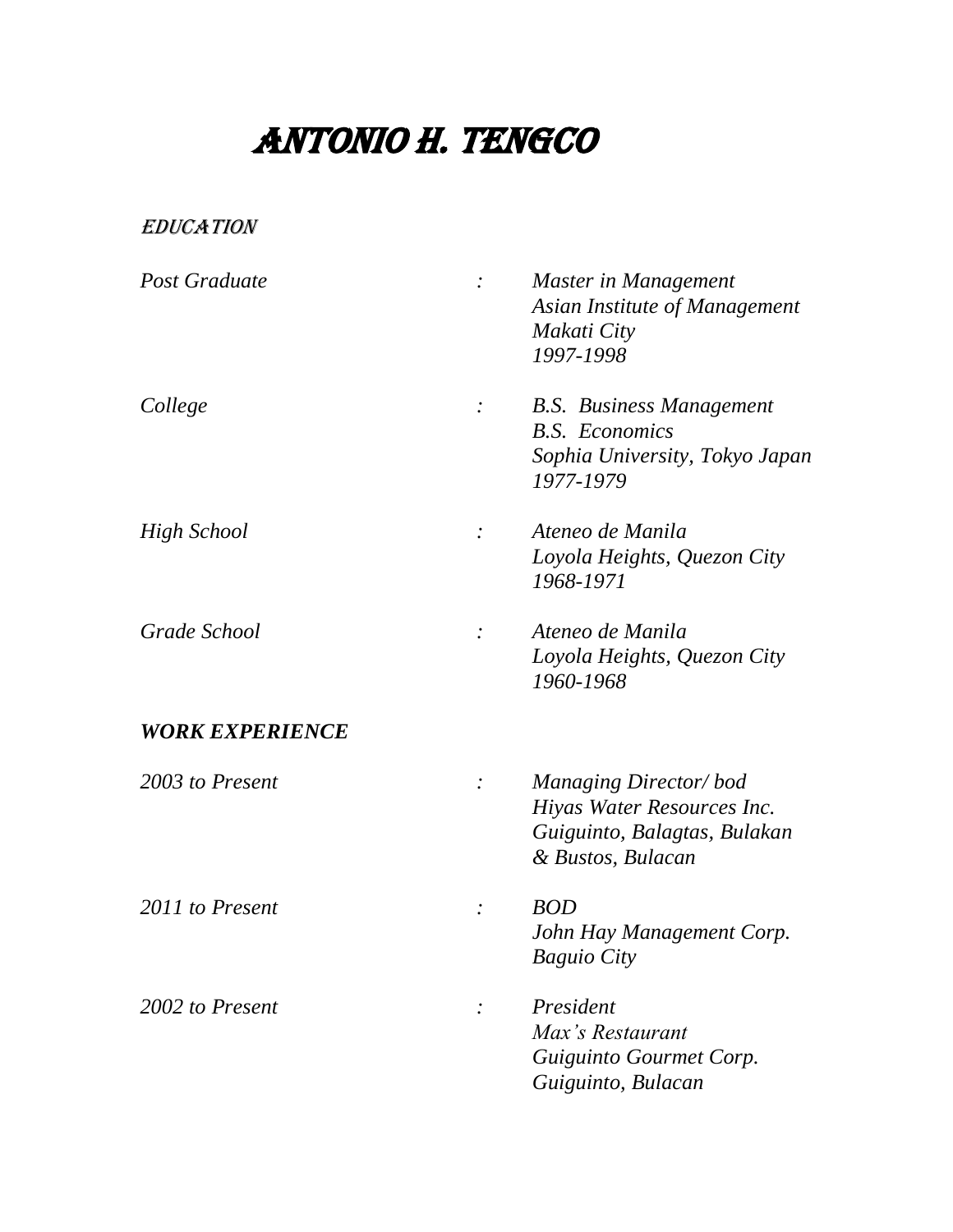# ANTONIO H. TENGCO

## *EDUCATION*

| | | |
|---|---|---|
| *Post Graduate* | *:* | *Master in Management*<br>*Asian Institute of Management*<br>*Makati City*<br>*1997-1998* |
| *College* | *:* | *B.S. Business Management*<br>*B.S. Economics*<br>*Sophia University, Tokyo Japan*<br>*1977-1979* |
| *High School* | *:* | *Ateneo de Manila*<br>*Loyola Heights, Quezon City*<br>*1968-1971* |
| *Grade School* | *:* | *Ateneo de Manila*<br>*Loyola Heights, Quezon City*<br>*1960-1968* |

## *WORK EXPERIENCE*

| | | |
|---|---|---|
| *2003 to Present* | *:* | *Managing Director/ bod*<br>*Hiyas Water Resources Inc.*<br>*Guiguinto, Balagtas, Bulakan*<br>*& Bustos, Bulacan* |
| *2011 to Present* | *:* | *BOD*<br>*John Hay Management Corp.*<br>*Baguio City* |
| *2002 to Present* | *:* | *President*<br>*Max's Restaurant*<br>*Guiguinto Gourmet Corp.*<br>*Guiguinto, Bulacan* |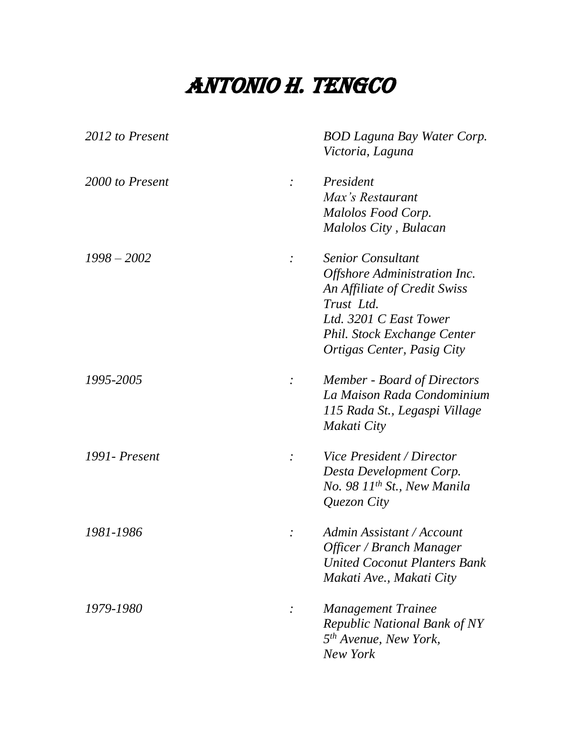# ANTONIO H. TENGCO

| | | |
|---|---|---|
| *2012 to Present* | | *BOD Laguna Bay Water Corp.*<br>*Victoria, Laguna* |
| *2000 to Present* | *:* | *President*<br>*Max's Restaurant*<br>*Malolos Food Corp.*<br>*Malolos City , Bulacan* |
| *1998 – 2002* | *:* | *Senior Consultant*<br>*Offshore Administration Inc.*<br>*An Affiliate of Credit Swiss*<br>*Trust Ltd.*<br>*Ltd. 3201 C East Tower*<br>*Phil. Stock Exchange Center*<br>*Ortigas Center, Pasig City* |
| *1995-2005* | *:* | *Member - Board of Directors*<br>*La Maison Rada Condominium*<br>*115 Rada St., Legaspi Village*<br>*Makati City* |
| *1991- Present* | *:* | *Vice President / Director*<br>*Desta Development Corp.*<br>*No. 98 11th St., New Manila*<br>*Quezon City* |
| *1981-1986* | *:* | *Admin Assistant / Account*<br>*Officer / Branch Manager*<br>*United Coconut Planters Bank*<br>*Makati Ave., Makati City* |
| *1979-1980* | *:* | *Management Trainee*<br>*Republic National Bank of NY*<br>*5th Avenue, New York,*<br>*New York* |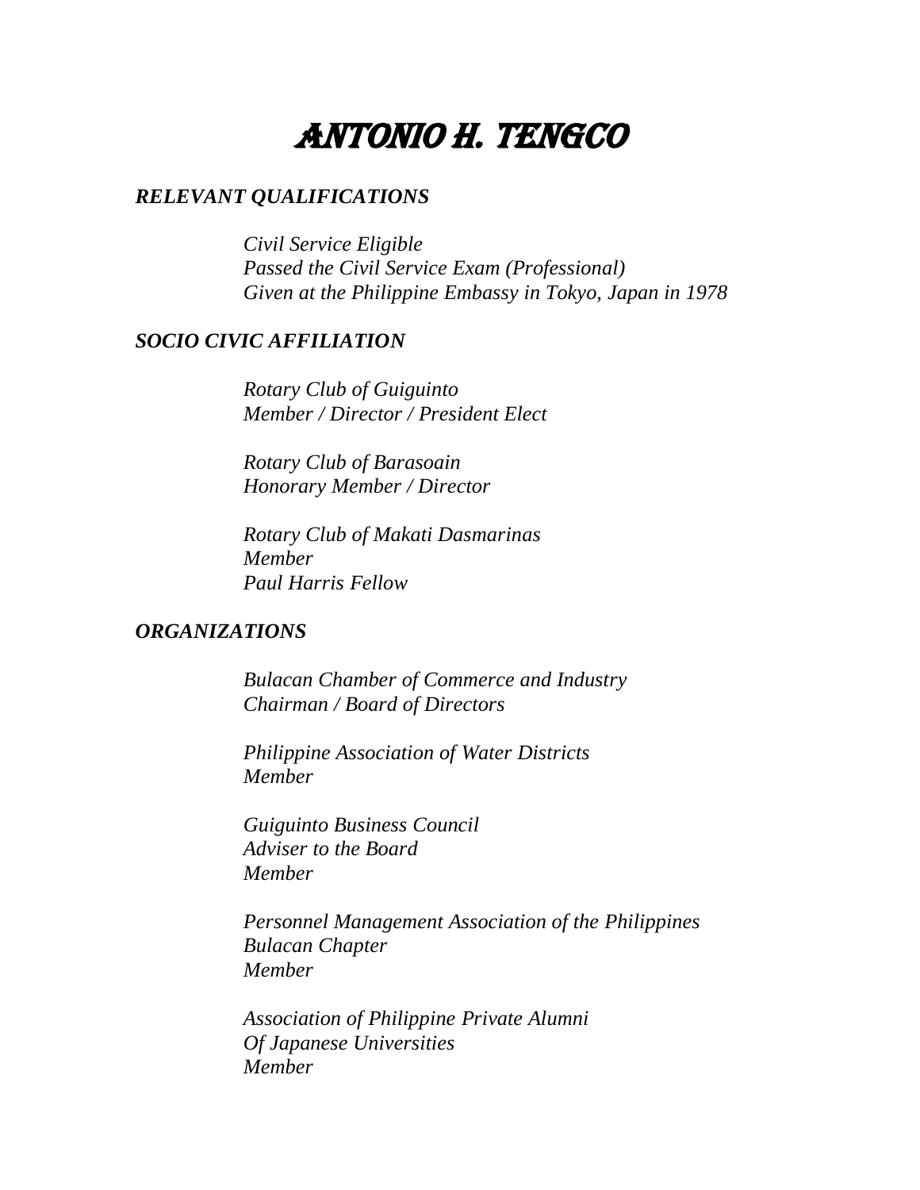# ANTONIO H. TENGCO

***RELEVANT QUALIFICATIONS***

*Civil Service Eligible*
*Passed the Civil Service Exam (Professional)*
*Given at the Philippine Embassy in Tokyo, Japan in 1978*

***SOCIO CIVIC AFFILIATION***

*Rotary Club of Guiguinto*
*Member / Director / President Elect*

*Rotary Club of Barasoain*
*Honorary Member / Director*

*Rotary Club of Makati Dasmarinas*
*Member*
*Paul Harris Fellow*

***ORGANIZATIONS***

*Bulacan Chamber of Commerce and Industry*
*Chairman / Board of Directors*

*Philippine Association of Water Districts*
*Member*

*Guiguinto Business Council*
*Adviser to the Board*
*Member*

*Personnel Management Association of the Philippines*
*Bulacan Chapter*
*Member*

*Association of Philippine Private Alumni*
*Of Japanese Universities*
*Member*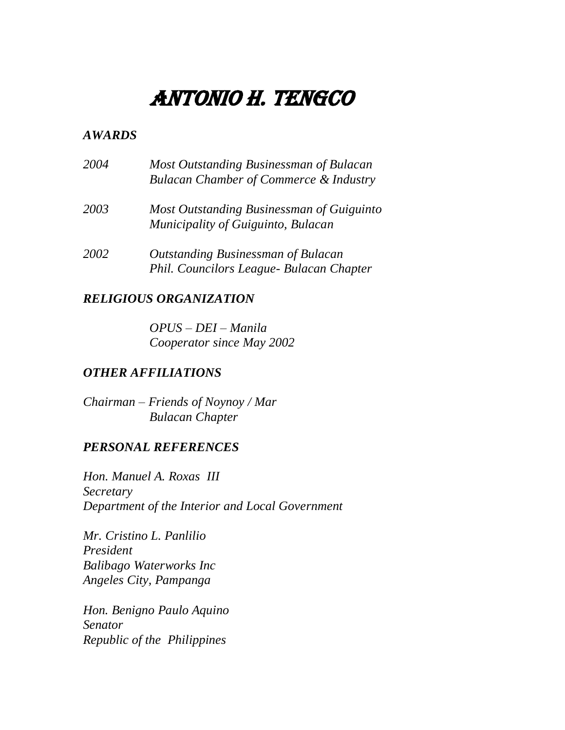# ANTONIO H. TENGCO

## *AWARDS*

| | |
|---|---|
| *2004* | *Most Outstanding Businessman of Bulacan*<br>*Bulacan Chamber of Commerce & Industry* |
| *2003* | *Most Outstanding Businessman of Guiguinto*<br>*Municipality of Guiguinto, Bulacan* |
| *2002* | *Outstanding Businessman of Bulacan*<br>*Phil. Councilors League- Bulacan Chapter* |

## *RELIGIOUS ORGANIZATION*

*OPUS – DEI – Manila*
*Cooperator since May 2002*

## *OTHER AFFILIATIONS*

*Chairman – Friends of Noynoy / Mar*
*Bulacan Chapter*

## *PERSONAL REFERENCES*

*Hon. Manuel A. Roxas III*
*Secretary*
*Department of the Interior and Local Government*

*Mr. Cristino L. Panlilio*
*President*
*Balibago Waterworks Inc*
*Angeles City, Pampanga*

*Hon. Benigno Paulo Aquino*
*Senator*
*Republic of the Philippines*